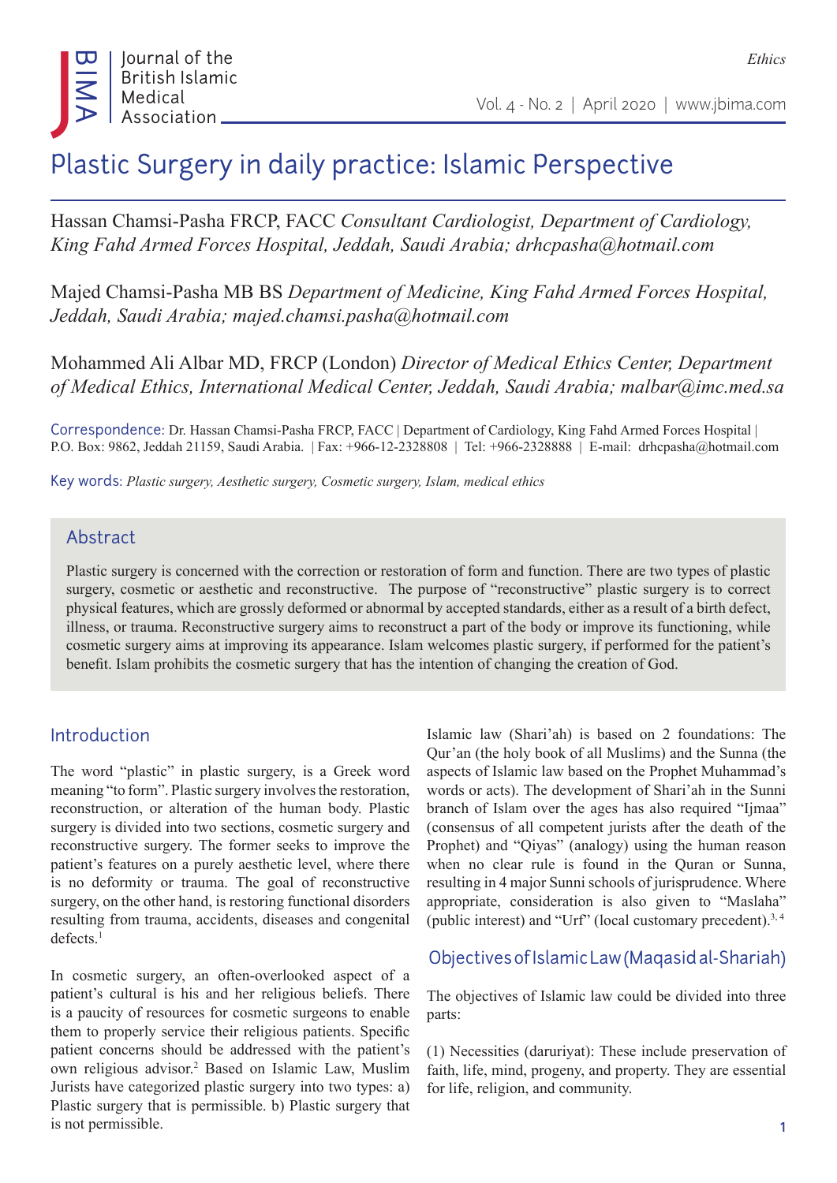Ethics

# Plastic Surgery in daily practice: Islamic Perspective

Hassan Chamsi-Pasha FRCP, FACC *Consultant Cardiologist, Department of Cardiology, King Fahd Armed Forces Hospital, Jeddah, Saudi Arabia; drhcpasha@hotmail.com*

Majed Chamsi-Pasha MB BS *Department of Medicine, King Fahd Armed Forces Hospital, Jeddah, Saudi Arabia; majed.chamsi.pasha@hotmail.com*

Mohammed Ali Albar MD, FRCP (London) *Director of Medical Ethics Center, Department of Medical Ethics, International Medical Center, Jeddah, Saudi Arabia; malbar@imc.med.sa*

Correspondence: Dr. Hassan Chamsi-Pasha FRCP, FACC | Department of Cardiology, King Fahd Armed Forces Hospital | P.O. Box: 9862, Jeddah 21159, Saudi Arabia. | Fax: +966-12-2328808 | Tel: +966-2328888 | E-mail: drhcpasha@hotmail.com

Key words: *Plastic surgery, Aesthetic surgery, Cosmetic surgery, Islam, medical ethics*

## Abstract

Plastic surgery is concerned with the correction or restoration of form and function. There are two types of plastic surgery, cosmetic or aesthetic and reconstructive. The purpose of "reconstructive" plastic surgery is to correct physical features, which are grossly deformed or abnormal by accepted standards, either as a result of a birth defect, illness, or trauma. Reconstructive surgery aims to reconstruct a part of the body or improve its functioning, while cosmetic surgery aims at improving its appearance. Islam welcomes plastic surgery, if performed for the patient's benefit. Islam prohibits the cosmetic surgery that has the intention of changing the creation of God.

## Introduction

The word "plastic" in plastic surgery, is a Greek word meaning "to form". Plastic surgery involves the restoration, reconstruction, or alteration of the human body. Plastic surgery is divided into two sections, cosmetic surgery and reconstructive surgery. The former seeks to improve the patient's features on a purely aesthetic level, where there is no deformity or trauma. The goal of reconstructive surgery, on the other hand, is restoring functional disorders resulting from trauma, accidents, diseases and congenital defects.[1]

In cosmetic surgery, an often-overlooked aspect of a patient's cultural is his and her religious beliefs. There is a paucity of resources for cosmetic surgeons to enable them to properly service their religious patients. Specific patient concerns should be addressed with the patient's own religious advisor.[2] Based on Islamic Law, Muslim Jurists have categorized plastic surgery into two types: a) Plastic surgery that is permissible. b) Plastic surgery that is not permissible.

Islamic law (Shari'ah) is based on 2 foundations: The Qur'an (the holy book of all Muslims) and the Sunna (the aspects of Islamic law based on the Prophet Muhammad's words or acts). The development of Shari'ah in the Sunni branch of Islam over the ages has also required "Ijmaa" (consensus of all competent jurists after the death of the Prophet) and "Qiyas" (analogy) using the human reason when no clear rule is found in the Quran or Sunna, resulting in 4 major Sunni schools of jurisprudence. Where appropriate, consideration is also given to "Maslaha" (public interest) and "Urf" (local customary precedent).[3, 4]

## Objectives of Islamic Law (Maqasid al-Shariah)

The objectives of Islamic law could be divided into three parts:

(1) Necessities (daruriyat): These include preservation of faith, life, mind, progeny, and property. They are essential for life, religion, and community.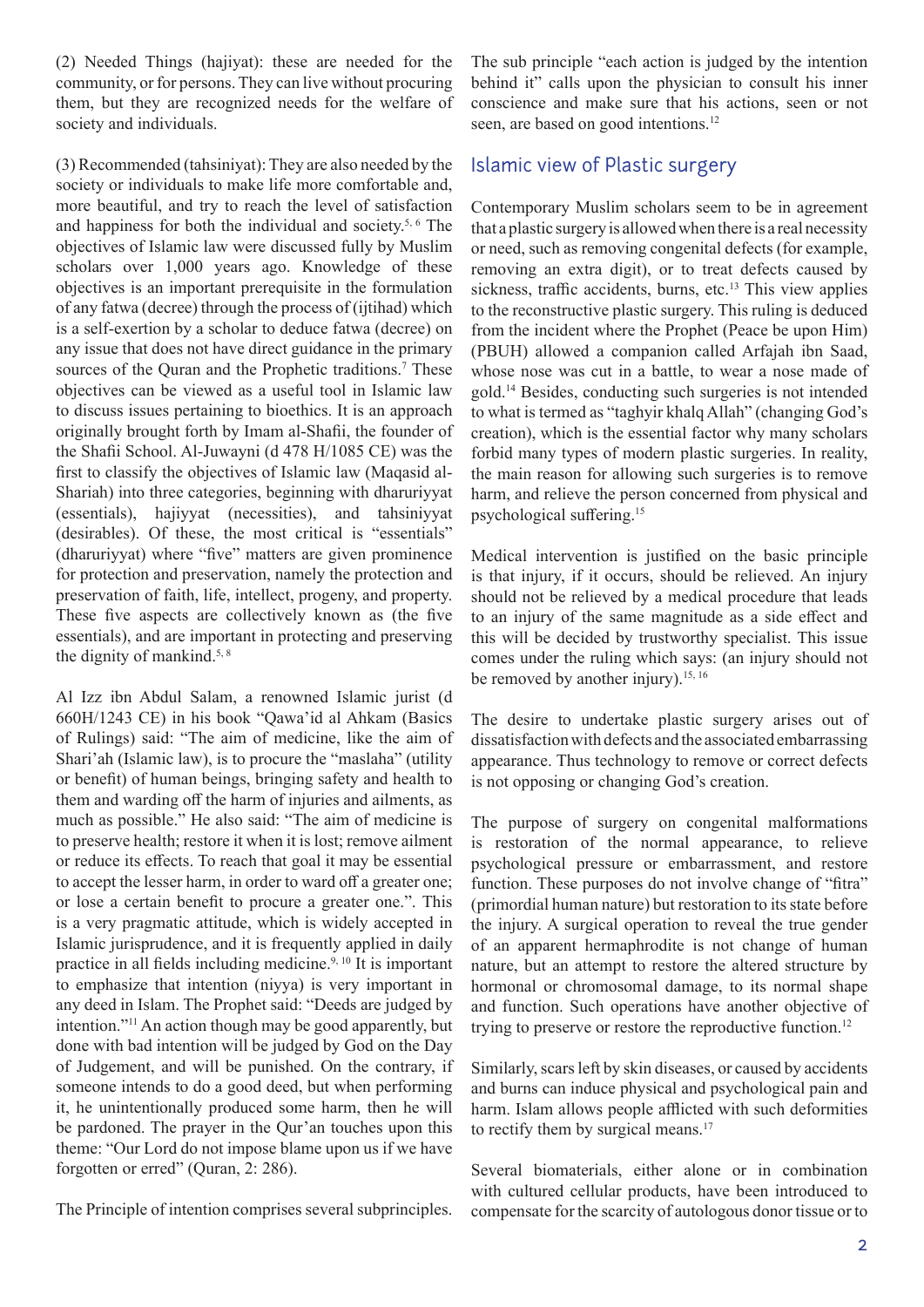(2) Needed Things (hajiyat): these are needed for the community, or for persons. They can live without procuring them, but they are recognized needs for the welfare of society and individuals.

(3) Recommended (tahsiniyat): They are also needed by the society or individuals to make life more comfortable and, more beautiful, and try to reach the level of satisfaction and happiness for both the individual and society.[5, 6] The objectives of Islamic law were discussed fully by Muslim scholars over 1,000 years ago. Knowledge of these objectives is an important prerequisite in the formulation of any fatwa (decree) through the process of (ijtihad) which is a self-exertion by a scholar to deduce fatwa (decree) on any issue that does not have direct guidance in the primary sources of the Quran and the Prophetic traditions.[7] These objectives can be viewed as a useful tool in Islamic law to discuss issues pertaining to bioethics. It is an approach originally brought forth by Imam al-Shafii, the founder of the Shafii School. Al-Juwayni (d 478 H/1085 CE) was the first to classify the objectives of Islamic law (Maqasid al-Shariah) into three categories, beginning with dharuriyyat (essentials), hajiyyat (necessities), and tahsiniyyat (desirables). Of these, the most critical is "essentials" (dharuriyyat) where "five" matters are given prominence for protection and preservation, namely the protection and preservation of faith, life, intellect, progeny, and property. These five aspects are collectively known as (the five essentials), and are important in protecting and preserving the dignity of mankind.[5, 8]

Al Izz ibn Abdul Salam, a renowned Islamic jurist (d 660H/1243 CE) in his book "Qawa'id al Ahkam (Basics of Rulings) said: "The aim of medicine, like the aim of Shari'ah (Islamic law), is to procure the "maslaha" (utility or benefit) of human beings, bringing safety and health to them and warding off the harm of injuries and ailments, as much as possible." He also said: "The aim of medicine is to preserve health; restore it when it is lost; remove ailment or reduce its effects. To reach that goal it may be essential to accept the lesser harm, in order to ward off a greater one; or lose a certain benefit to procure a greater one.". This is a very pragmatic attitude, which is widely accepted in Islamic jurisprudence, and it is frequently applied in daily practice in all fields including medicine.[9, 10] It is important to emphasize that intention (niyya) is very important in any deed in Islam. The Prophet said: "Deeds are judged by intention."[11] An action though may be good apparently, but done with bad intention will be judged by God on the Day of Judgement, and will be punished. On the contrary, if someone intends to do a good deed, but when performing it, he unintentionally produced some harm, then he will be pardoned. The prayer in the Qur'an touches upon this theme: "Our Lord do not impose blame upon us if we have forgotten or erred" (Quran, 2: 286).

The Principle of intention comprises several subprinciples. The sub principle "each action is judged by the intention behind it" calls upon the physician to consult his inner conscience and make sure that his actions, seen or not seen, are based on good intentions.[12]

## Islamic view of Plastic surgery

Contemporary Muslim scholars seem to be in agreement that a plastic surgery is allowed when there is a real necessity or need, such as removing congenital defects (for example, removing an extra digit), or to treat defects caused by sickness, traffic accidents, burns, etc.[13] This view applies to the reconstructive plastic surgery. This ruling is deduced from the incident where the Prophet (Peace be upon Him) (PBUH) allowed a companion called Arfajah ibn Saad, whose nose was cut in a battle, to wear a nose made of gold.[14] Besides, conducting such surgeries is not intended to what is termed as "taghyir khalq Allah" (changing God's creation), which is the essential factor why many scholars forbid many types of modern plastic surgeries. In reality, the main reason for allowing such surgeries is to remove harm, and relieve the person concerned from physical and psychological suffering.[15]

Medical intervention is justified on the basic principle is that injury, if it occurs, should be relieved. An injury should not be relieved by a medical procedure that leads to an injury of the same magnitude as a side effect and this will be decided by trustworthy specialist. This issue comes under the ruling which says: (an injury should not be removed by another injury).[15, 16]

The desire to undertake plastic surgery arises out of dissatisfaction with defects and the associated embarrassing appearance. Thus technology to remove or correct defects is not opposing or changing God's creation.

The purpose of surgery on congenital malformations is restoration of the normal appearance, to relieve psychological pressure or embarrassment, and restore function. These purposes do not involve change of "fitra" (primordial human nature) but restoration to its state before the injury. A surgical operation to reveal the true gender of an apparent hermaphrodite is not change of human nature, but an attempt to restore the altered structure by hormonal or chromosomal damage, to its normal shape and function. Such operations have another objective of trying to preserve or restore the reproductive function.[12]

Similarly, scars left by skin diseases, or caused by accidents and burns can induce physical and psychological pain and harm. Islam allows people afflicted with such deformities to rectify them by surgical means.[17]

Several biomaterials, either alone or in combination with cultured cellular products, have been introduced to compensate for the scarcity of autologous donor tissue or to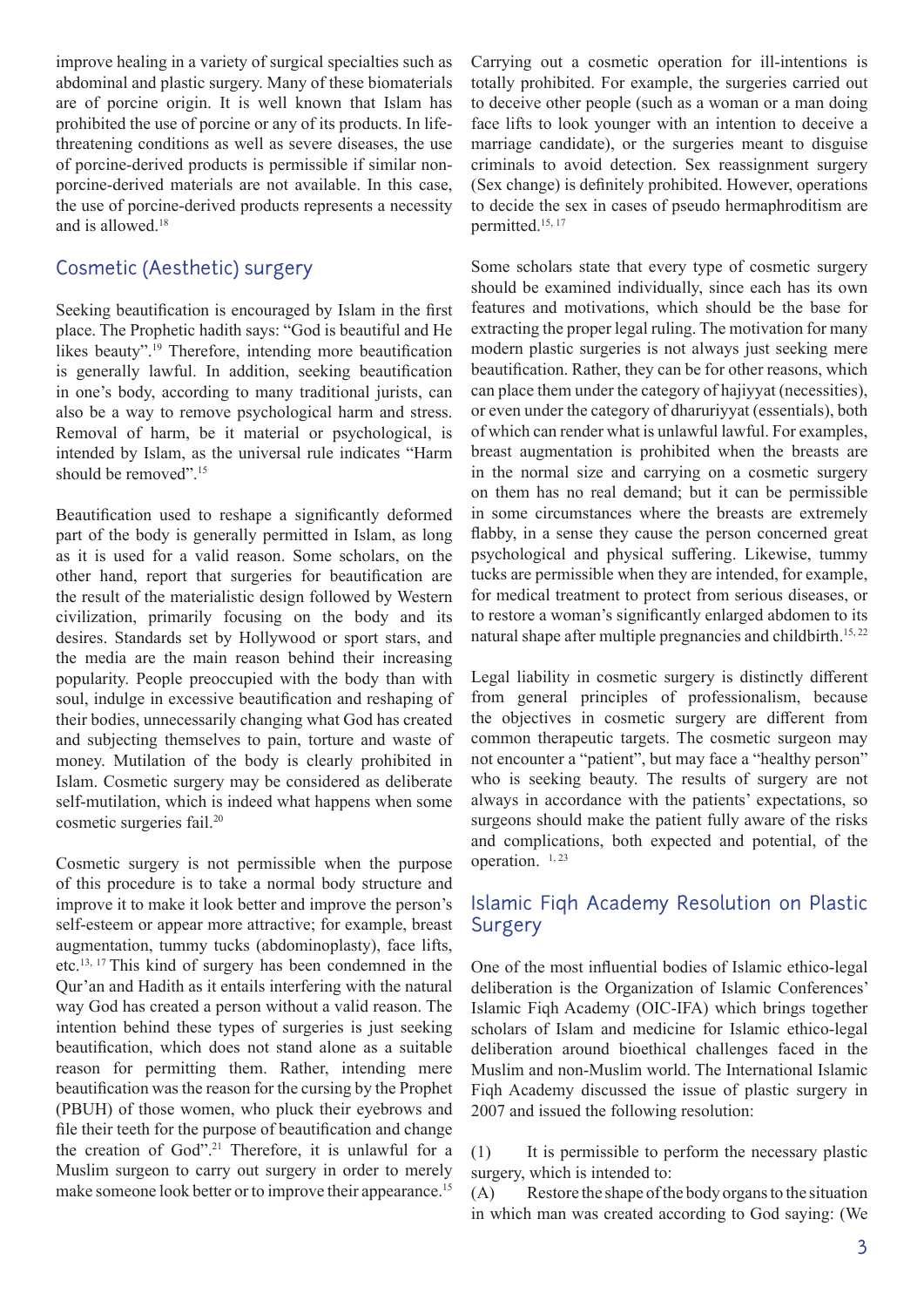improve healing in a variety of surgical specialties such as abdominal and plastic surgery. Many of these biomaterials are of porcine origin. It is well known that Islam has prohibited the use of porcine or any of its products. In life-threatening conditions as well as severe diseases, the use of porcine-derived products is permissible if similar non-porcine-derived materials are not available. In this case, the use of porcine-derived products represents a necessity and is allowed.[18]

## Cosmetic (Aesthetic) surgery

Seeking beautification is encouraged by Islam in the first place. The Prophetic hadith says: "God is beautiful and He likes beauty".[19] Therefore, intending more beautification is generally lawful. In addition, seeking beautification in one's body, according to many traditional jurists, can also be a way to remove psychological harm and stress. Removal of harm, be it material or psychological, is intended by Islam, as the universal rule indicates "Harm should be removed".[15]

Beautification used to reshape a significantly deformed part of the body is generally permitted in Islam, as long as it is used for a valid reason. Some scholars, on the other hand, report that surgeries for beautification are the result of the materialistic design followed by Western civilization, primarily focusing on the body and its desires. Standards set by Hollywood or sport stars, and the media are the main reason behind their increasing popularity. People preoccupied with the body than with soul, indulge in excessive beautification and reshaping of their bodies, unnecessarily changing what God has created and subjecting themselves to pain, torture and waste of money. Mutilation of the body is clearly prohibited in Islam. Cosmetic surgery may be considered as deliberate self-mutilation, which is indeed what happens when some cosmetic surgeries fail.[20]

Cosmetic surgery is not permissible when the purpose of this procedure is to take a normal body structure and improve it to make it look better and improve the person's self-esteem or appear more attractive; for example, breast augmentation, tummy tucks (abdominoplasty), face lifts, etc.[13, 17] This kind of surgery has been condemned in the Qur'an and Hadith as it entails interfering with the natural way God has created a person without a valid reason. The intention behind these types of surgeries is just seeking beautification, which does not stand alone as a suitable reason for permitting them. Rather, intending mere beautification was the reason for the cursing by the Prophet (PBUH) of those women, who pluck their eyebrows and file their teeth for the purpose of beautification and change the creation of God".[21] Therefore, it is unlawful for a Muslim surgeon to carry out surgery in order to merely make someone look better or to improve their appearance.[15]

Carrying out a cosmetic operation for ill-intentions is totally prohibited. For example, the surgeries carried out to deceive other people (such as a woman or a man doing face lifts to look younger with an intention to deceive a marriage candidate), or the surgeries meant to disguise criminals to avoid detection. Sex reassignment surgery (Sex change) is definitely prohibited. However, operations to decide the sex in cases of pseudo hermaphroditism are permitted.[15, 17]

Some scholars state that every type of cosmetic surgery should be examined individually, since each has its own features and motivations, which should be the base for extracting the proper legal ruling. The motivation for many modern plastic surgeries is not always just seeking mere beautification. Rather, they can be for other reasons, which can place them under the category of hajiyyat (necessities), or even under the category of dharuriyyat (essentials), both of which can render what is unlawful lawful. For examples, breast augmentation is prohibited when the breasts are in the normal size and carrying on a cosmetic surgery on them has no real demand; but it can be permissible in some circumstances where the breasts are extremely flabby, in a sense they cause the person concerned great psychological and physical suffering. Likewise, tummy tucks are permissible when they are intended, for example, for medical treatment to protect from serious diseases, or to restore a woman's significantly enlarged abdomen to its natural shape after multiple pregnancies and childbirth.[15, 22]

Legal liability in cosmetic surgery is distinctly different from general principles of professionalism, because the objectives in cosmetic surgery are different from common therapeutic targets. The cosmetic surgeon may not encounter a "patient", but may face a "healthy person" who is seeking beauty. The results of surgery are not always in accordance with the patients' expectations, so surgeons should make the patient fully aware of the risks and complications, both expected and potential, of the operation.[1, 23]

## Islamic Fiqh Academy Resolution on Plastic Surgery

One of the most influential bodies of Islamic ethico-legal deliberation is the Organization of Islamic Conferences' Islamic Fiqh Academy (OIC-IFA) which brings together scholars of Islam and medicine for Islamic ethico-legal deliberation around bioethical challenges faced in the Muslim and non-Muslim world. The International Islamic Fiqh Academy discussed the issue of plastic surgery in 2007 and issued the following resolution:

(1) It is permissible to perform the necessary plastic surgery, which is intended to:

(A) Restore the shape of the body organs to the situation in which man was created according to God saying: (We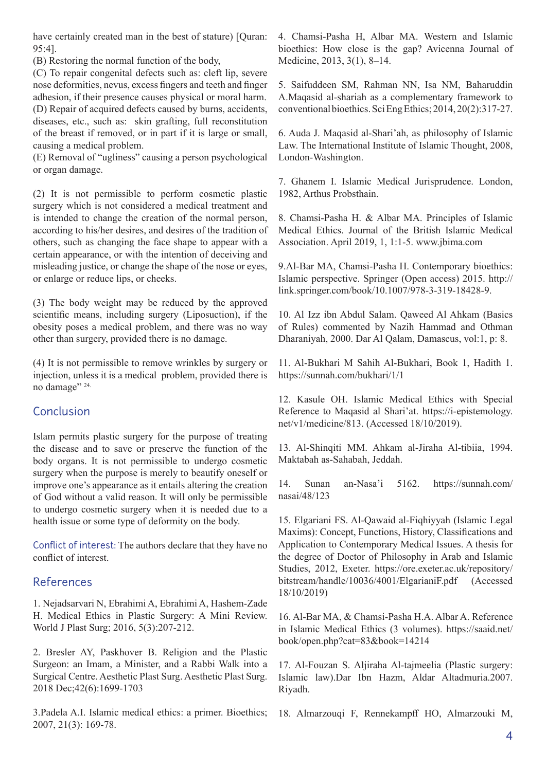have certainly created man in the best of stature) [Quran: 95:4].

(B) Restoring the normal function of the body,

(C) To repair congenital defects such as: cleft lip, severe nose deformities, nevus, excess fingers and teeth and finger adhesion, if their presence causes physical or moral harm.

(D) Repair of acquired defects caused by burns, accidents, diseases, etc., such as: skin grafting, full reconstitution of the breast if removed, or in part if it is large or small, causing a medical problem.

(E) Removal of "ugliness" causing a person psychological or organ damage.

(2) It is not permissible to perform cosmetic plastic surgery which is not considered a medical treatment and is intended to change the creation of the normal person, according to his/her desires, and desires of the tradition of others, such as changing the face shape to appear with a certain appearance, or with the intention of deceiving and misleading justice, or change the shape of the nose or eyes, or enlarge or reduce lips, or cheeks.

(3) The body weight may be reduced by the approved scientific means, including surgery (Liposuction), if the obesity poses a medical problem, and there was no way other than surgery, provided there is no damage.

(4) It is not permissible to remove wrinkles by surgery or injection, unless it is a medical problem, provided there is no damage" [24].

## Conclusion

Islam permits plastic surgery for the purpose of treating the disease and to save or preserve the function of the body organs. It is not permissible to undergo cosmetic surgery when the purpose is merely to beautify oneself or improve one's appearance as it entails altering the creation of God without a valid reason. It will only be permissible to undergo cosmetic surgery when it is needed due to a health issue or some type of deformity on the body.

Conflict of interest: The authors declare that they have no conflict of interest.

## References

1. Nejadsarvari N, Ebrahimi A, Ebrahimi A, Hashem-Zade H. Medical Ethics in Plastic Surgery: A Mini Review. World J Plast Surg; 2016, 5(3):207-212.

2. Bresler AY, Paskhover B. Religion and the Plastic Surgeon: an Imam, a Minister, and a Rabbi Walk into a Surgical Centre. Aesthetic Plast Surg. Aesthetic Plast Surg. 2018 Dec;42(6):1699-1703

3.Padela A.I. Islamic medical ethics: a primer. Bioethics; 2007, 21(3): 169-78.

4. Chamsi-Pasha H, Albar MA. Western and Islamic bioethics: How close is the gap? Avicenna Journal of Medicine, 2013, 3(1), 8–14.

5. Saifuddeen SM, Rahman NN, Isa NM, Baharuddin A.Maqasid al-shariah as a complementary framework to conventional bioethics. Sci Eng Ethics; 2014, 20(2):317-27.

6. Auda J. Maqasid al-Shari'ah, as philosophy of Islamic Law. The International Institute of Islamic Thought, 2008, London-Washington.

7. Ghanem I. Islamic Medical Jurisprudence. London, 1982, Arthus Probsthain.

8. Chamsi-Pasha H. & Albar MA. Principles of Islamic Medical Ethics. Journal of the British Islamic Medical Association. April 2019, 1, 1:1-5. www.jbima.com

9.Al-Bar MA, Chamsi-Pasha H. Contemporary bioethics: Islamic perspective. Springer (Open access) 2015. http://link.springer.com/book/10.1007/978-3-319-18428-9.

10. Al Izz ibn Abdul Salam. Qaweed Al Ahkam (Basics of Rules) commented by Nazih Hammad and Othman Dharaniyah, 2000. Dar Al Qalam, Damascus, vol:1, p: 8.

11. Al-Bukhari M Sahih Al-Bukhari, Book 1, Hadith 1. https://sunnah.com/bukhari/1/1

12. Kasule OH. Islamic Medical Ethics with Special Reference to Maqasid al Shari'at. https://i-epistemology.net/v1/medicine/813. (Accessed 18/10/2019).

13. Al-Shinqiti MM. Ahkam al-Jiraha Al-tibiia, 1994. Maktabah as-Sahabah, Jeddah.

14. Sunan an-Nasa'i 5162. https://sunnah.com/nasai/48/123

15. Elgariani FS. Al-Qawaid al-Fiqhiyyah (Islamic Legal Maxims): Concept, Functions, History, Classifications and Application to Contemporary Medical Issues. A thesis for the degree of Doctor of Philosophy in Arab and Islamic Studies, 2012, Exeter. https://ore.exeter.ac.uk/repository/bitstream/handle/10036/4001/ElgarianiF.pdf (Accessed 18/10/2019)

16. Al-Bar MA, & Chamsi-Pasha H.A. Albar A. Reference in Islamic Medical Ethics (3 volumes). https://saaid.net/book/open.php?cat=83&book=14214

17. Al-Fouzan S. Aljiraha Al-tajmeelia (Plastic surgery: Islamic law).Dar Ibn Hazm, Aldar Altadmuria.2007. Riyadh.

18. Almarzouqi F, Rennekampff HO, Almarzouki M,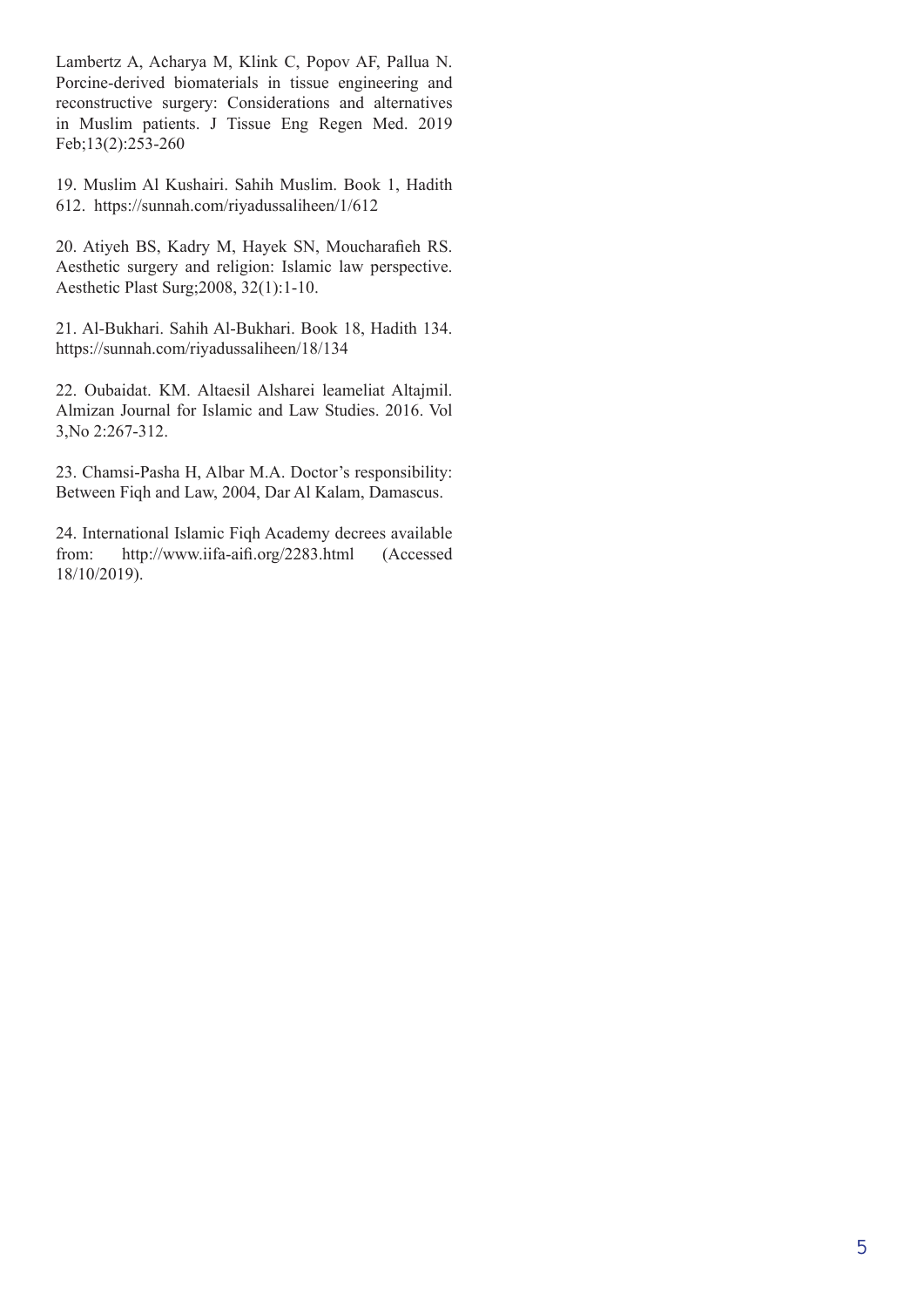Lambertz A, Acharya M, Klink C, Popov AF, Pallua N. Porcine-derived biomaterials in tissue engineering and reconstructive surgery: Considerations and alternatives in Muslim patients. J Tissue Eng Regen Med. 2019 Feb;13(2):253-260

19. Muslim Al Kushairi. Sahih Muslim. Book 1, Hadith 612. https://sunnah.com/riyadussaliheen/1/612

20. Atiyeh BS, Kadry M, Hayek SN, Moucharafieh RS. Aesthetic surgery and religion: Islamic law perspective. Aesthetic Plast Surg;2008, 32(1):1-10.

21. Al-Bukhari. Sahih Al-Bukhari. Book 18, Hadith 134. https://sunnah.com/riyadussaliheen/18/134

22. Oubaidat. KM. Altaesil Alsharei leameliat Altajmil. Almizan Journal for Islamic and Law Studies. 2016. Vol 3,No 2:267-312.

23. Chamsi-Pasha H, Albar M.A. Doctor's responsibility: Between Fiqh and Law, 2004, Dar Al Kalam, Damascus.

24. International Islamic Fiqh Academy decrees available from: http://www.iifa-aifi.org/2283.html (Accessed 18/10/2019).